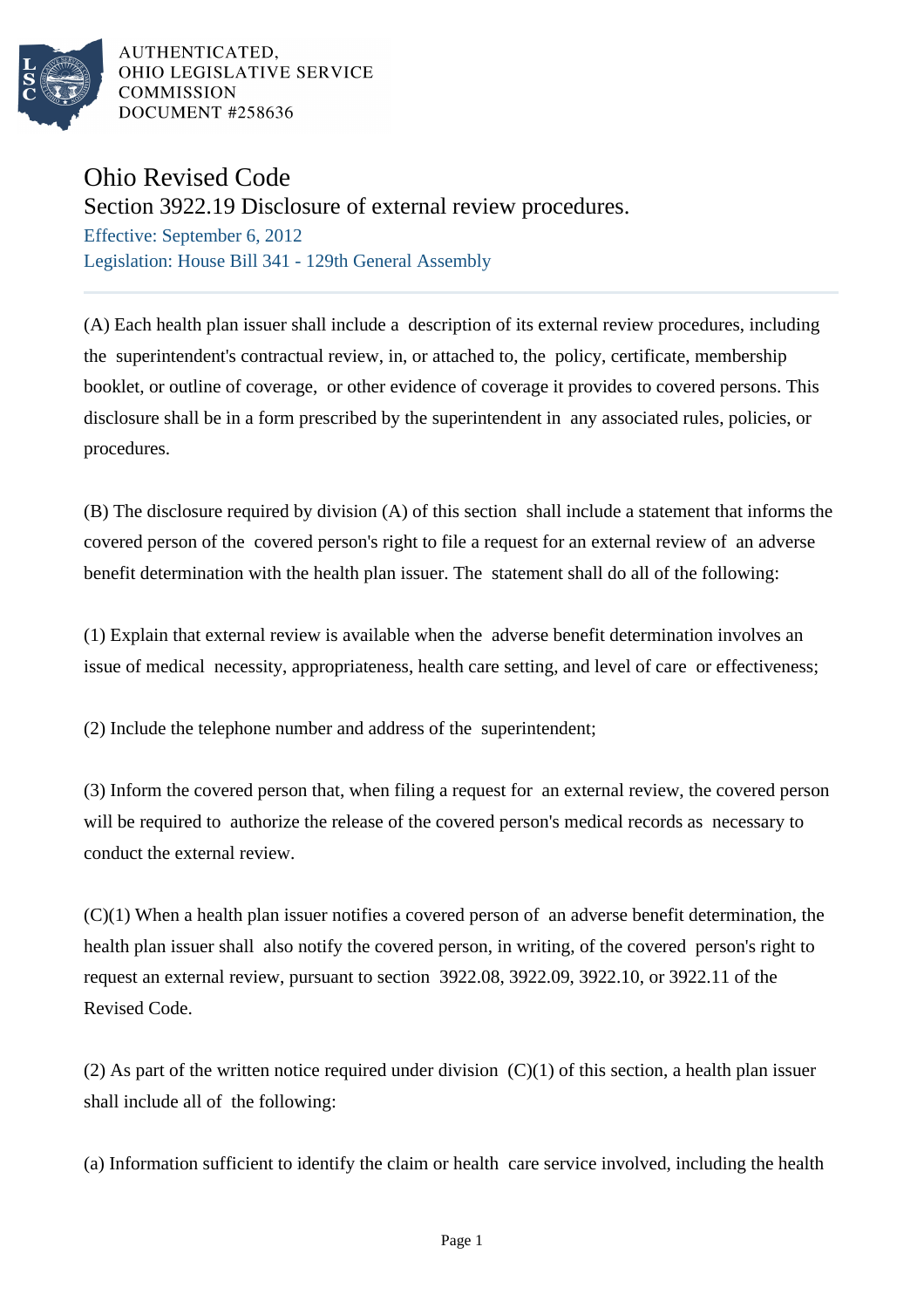AUTHENTICATED,
OHIO LEGISLATIVE SERVICE
COMMISSION
DOCUMENT #258636

# Ohio Revised Code

## Section 3922.19 Disclosure of external review procedures.

Effective: September 6, 2012

Legislation: House Bill 341 - 129th General Assembly

---

(A) Each health plan issuer shall include a description of its external review procedures, including the superintendent's contractual review, in, or attached to, the policy, certificate, membership booklet, or outline of coverage, or other evidence of coverage it provides to covered persons. This disclosure shall be in a form prescribed by the superintendent in any associated rules, policies, or procedures.

(B) The disclosure required by division (A) of this section shall include a statement that informs the covered person of the covered person's right to file a request for an external review of an adverse benefit determination with the health plan issuer. The statement shall do all of the following:

(1) Explain that external review is available when the adverse benefit determination involves an issue of medical necessity, appropriateness, health care setting, and level of care or effectiveness;

(2) Include the telephone number and address of the superintendent;

(3) Inform the covered person that, when filing a request for an external review, the covered person will be required to authorize the release of the covered person's medical records as necessary to conduct the external review.

(C)(1) When a health plan issuer notifies a covered person of an adverse benefit determination, the health plan issuer shall also notify the covered person, in writing, of the covered person's right to request an external review, pursuant to section 3922.08, 3922.09, 3922.10, or 3922.11 of the Revised Code.

(2) As part of the written notice required under division (C)(1) of this section, a health plan issuer shall include all of the following:

(a) Information sufficient to identify the claim or health care service involved, including the health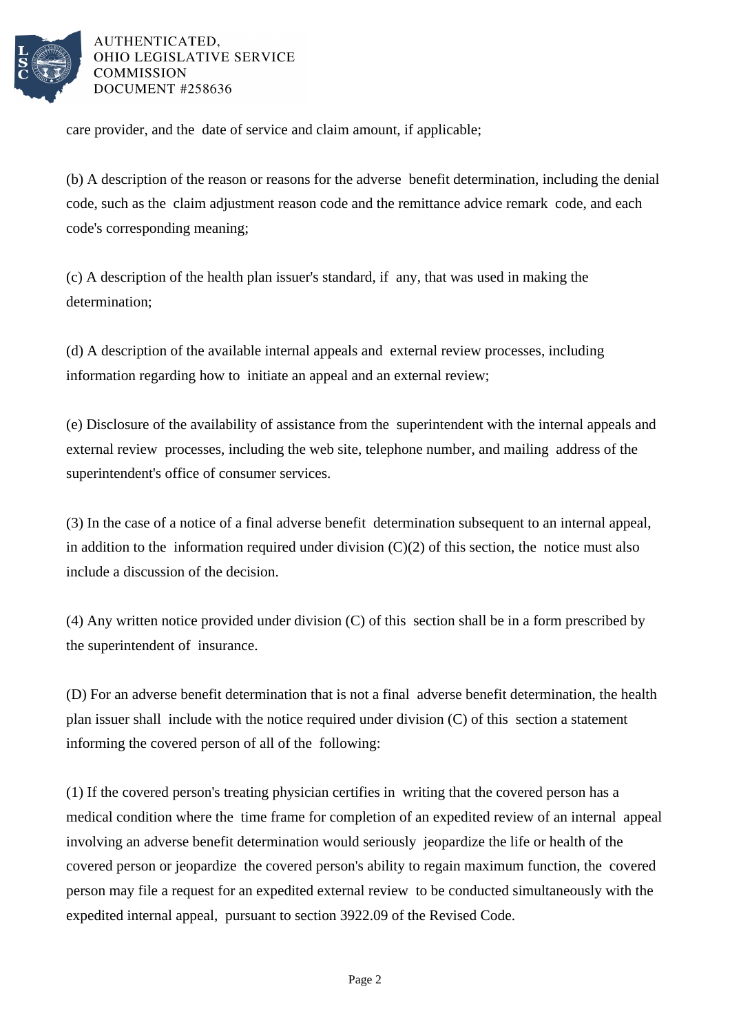care provider, and the date of service and claim amount, if applicable;

(b) A description of the reason or reasons for the adverse benefit determination, including the denial code, such as the claim adjustment reason code and the remittance advice remark code, and each code's corresponding meaning;

(c) A description of the health plan issuer's standard, if any, that was used in making the determination;

(d) A description of the available internal appeals and external review processes, including information regarding how to initiate an appeal and an external review;

(e) Disclosure of the availability of assistance from the superintendent with the internal appeals and external review processes, including the web site, telephone number, and mailing address of the superintendent's office of consumer services.

(3) In the case of a notice of a final adverse benefit determination subsequent to an internal appeal, in addition to the information required under division (C)(2) of this section, the notice must also include a discussion of the decision.

(4) Any written notice provided under division (C) of this section shall be in a form prescribed by the superintendent of insurance.

(D) For an adverse benefit determination that is not a final adverse benefit determination, the health plan issuer shall include with the notice required under division (C) of this section a statement informing the covered person of all of the following:

(1) If the covered person's treating physician certifies in writing that the covered person has a medical condition where the time frame for completion of an expedited review of an internal appeal involving an adverse benefit determination would seriously jeopardize the life or health of the covered person or jeopardize the covered person's ability to regain maximum function, the covered person may file a request for an expedited external review to be conducted simultaneously with the expedited internal appeal, pursuant to section 3922.09 of the Revised Code.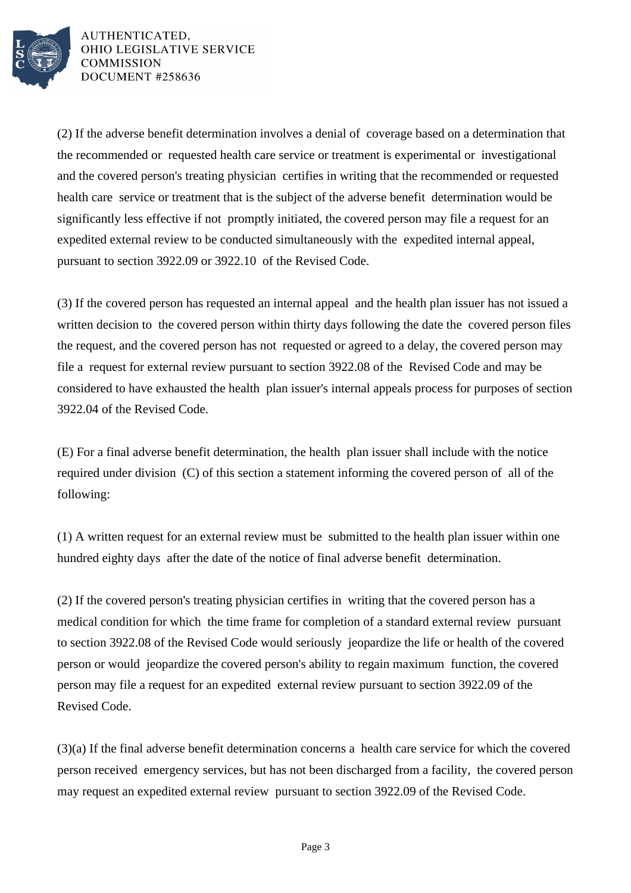(2) If the adverse benefit determination involves a denial of coverage based on a determination that the recommended or requested health care service or treatment is experimental or investigational and the covered person's treating physician certifies in writing that the recommended or requested health care service or treatment that is the subject of the adverse benefit determination would be significantly less effective if not promptly initiated, the covered person may file a request for an expedited external review to be conducted simultaneously with the expedited internal appeal, pursuant to section 3922.09 or 3922.10 of the Revised Code.

(3) If the covered person has requested an internal appeal and the health plan issuer has not issued a written decision to the covered person within thirty days following the date the covered person files the request, and the covered person has not requested or agreed to a delay, the covered person may file a request for external review pursuant to section 3922.08 of the Revised Code and may be considered to have exhausted the health plan issuer's internal appeals process for purposes of section 3922.04 of the Revised Code.

(E) For a final adverse benefit determination, the health plan issuer shall include with the notice required under division (C) of this section a statement informing the covered person of all of the following:

(1) A written request for an external review must be submitted to the health plan issuer within one hundred eighty days after the date of the notice of final adverse benefit determination.

(2) If the covered person's treating physician certifies in writing that the covered person has a medical condition for which the time frame for completion of a standard external review pursuant to section 3922.08 of the Revised Code would seriously jeopardize the life or health of the covered person or would jeopardize the covered person's ability to regain maximum function, the covered person may file a request for an expedited external review pursuant to section 3922.09 of the Revised Code.

(3)(a) If the final adverse benefit determination concerns a health care service for which the covered person received emergency services, but has not been discharged from a facility, the covered person may request an expedited external review pursuant to section 3922.09 of the Revised Code.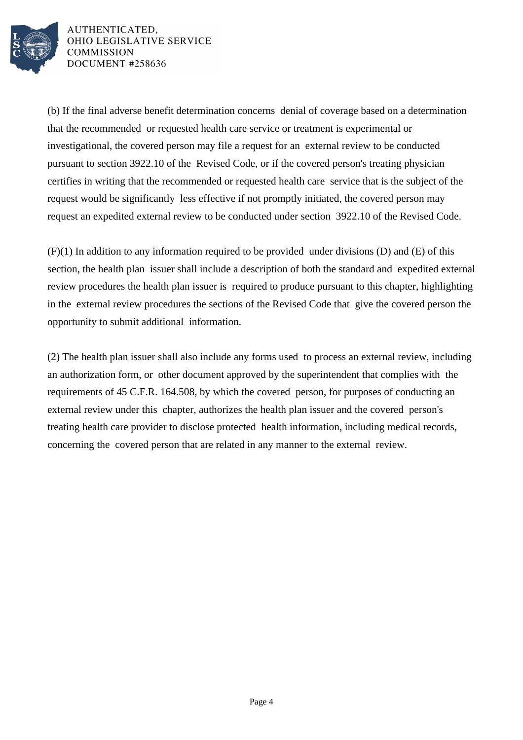(b) If the final adverse benefit determination concerns denial of coverage based on a determination that the recommended or requested health care service or treatment is experimental or investigational, the covered person may file a request for an external review to be conducted pursuant to section 3922.10 of the Revised Code, or if the covered person's treating physician certifies in writing that the recommended or requested health care service that is the subject of the request would be significantly less effective if not promptly initiated, the covered person may request an expedited external review to be conducted under section 3922.10 of the Revised Code.

(F)(1) In addition to any information required to be provided under divisions (D) and (E) of this section, the health plan issuer shall include a description of both the standard and expedited external review procedures the health plan issuer is required to produce pursuant to this chapter, highlighting in the external review procedures the sections of the Revised Code that give the covered person the opportunity to submit additional information.

(2) The health plan issuer shall also include any forms used to process an external review, including an authorization form, or other document approved by the superintendent that complies with the requirements of 45 C.F.R. 164.508, by which the covered person, for purposes of conducting an external review under this chapter, authorizes the health plan issuer and the covered person's treating health care provider to disclose protected health information, including medical records, concerning the covered person that are related in any manner to the external review.